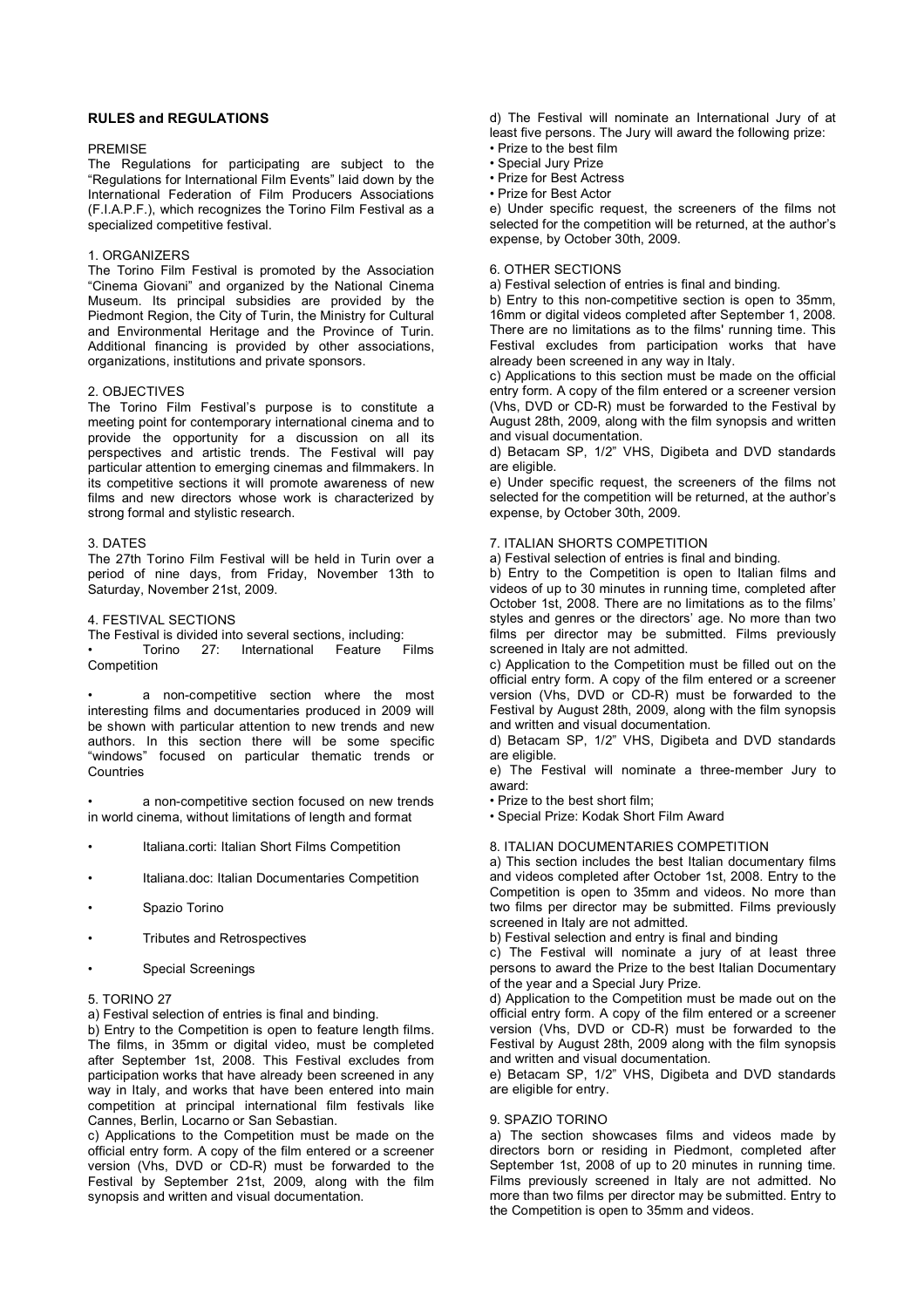## RULES and REGULATIONS

### PREMISE

The Regulations for participating are subject to the "Regulations for International Film Events" laid down by the International Federation of Film Producers Associations (F.I.A.P.F.), which recognizes the Torino Film Festival as a specialized competitive festival.

### 1. ORGANIZERS

The Torino Film Festival is promoted by the Association "Cinema Giovani" and organized by the National Cinema Museum. Its principal subsidies are provided by the Piedmont Region, the City of Turin, the Ministry for Cultural and Environmental Heritage and the Province of Turin. Additional financing is provided by other associations, organizations, institutions and private sponsors.

### 2. OBJECTIVES

The Torino Film Festival's purpose is to constitute a meeting point for contemporary international cinema and to provide the opportunity for a discussion on all its perspectives and artistic trends. The Festival will pay particular attention to emerging cinemas and filmmakers. In its competitive sections it will promote awareness of new films and new directors whose work is characterized by strong formal and stylistic research.

### 3. DATES

The 27th Torino Film Festival will be held in Turin over a period of nine days, from Friday, November 13th to Saturday, November 21st, 2009.

### 4. FESTIVAL SECTIONS

The Festival is divided into several sections, including:

- Torino 27: International Feature Films Competition
- a non-competitive section where the most interesting films and documentaries produced in 2009 will be shown with particular attention to new trends and new authors. In this section there will be some specific "windows" focused on particular thematic trends or Countries
- a non-competitive section focused on new trends in world cinema, without limitations of length and format
- Italiana.corti: Italian Short Films Competition
- Italiana.doc: Italian Documentaries Competition
- Spazio Torino
- Tributes and Retrospectives
- Special Screenings

### 5. TORINO 27

a) Festival selection of entries is final and binding.

b) Entry to the Competition is open to feature length films. The films, in 35mm or digital video, must be completed after September 1st, 2008. This Festival excludes from participation works that have already been screened in any way in Italy, and works that have been entered into main competition at principal international film festivals like Cannes, Berlin, Locarno or San Sebastian.

c) Applications to the Competition must be made on the official entry form. A copy of the film entered or a screener version (Vhs, DVD or CD-R) must be forwarded to the Festival by September 21st, 2009, along with the film synopsis and written and visual documentation.

d) The Festival will nominate an International Jury of at least five persons. The Jury will award the following prize:

- Prize to the best film
- Special Jury Prize
- Prize for Best Actress
- Prize for Best Actor

e) Under specific request, the screeners of the films not selected for the competition will be returned, at the author's expense, by October 30th, 2009.

### 6. OTHER SECTIONS

a) Festival selection of entries is final and binding.

b) Entry to this non-competitive section is open to 35mm, 16mm or digital videos completed after September 1, 2008. There are no limitations as to the films' running time. This Festival excludes from participation works that have already been screened in any way in Italy.

c) Applications to this section must be made on the official entry form. A copy of the film entered or a screener version (Vhs, DVD or CD-R) must be forwarded to the Festival by August 28th, 2009, along with the film synopsis and written and visual documentation.

d) Betacam SP, 1/2" VHS, Digibeta and DVD standards are eligible.

e) Under specific request, the screeners of the films not selected for the competition will be returned, at the author's expense, by October 30th, 2009.

### 7. ITALIAN SHORTS COMPETITION

a) Festival selection of entries is final and binding.

b) Entry to the Competition is open to Italian films and videos of up to 30 minutes in running time, completed after October 1st, 2008. There are no limitations as to the films' styles and genres or the directors' age. No more than two films per director may be submitted. Films previously screened in Italy are not admitted.

c) Application to the Competition must be filled out on the official entry form. A copy of the film entered or a screener version (Vhs, DVD or CD-R) must be forwarded to the Festival by August 28th, 2009, along with the film synopsis and written and visual documentation.

d) Betacam SP, 1/2" VHS, Digibeta and DVD standards are eligible.

e) The Festival will nominate a three-member Jury to award:

- Prize to the best short film;
- Special Prize: Kodak Short Film Award

### 8. ITALIAN DOCUMENTARIES COMPETITION

a) This section includes the best Italian documentary films and videos completed after October 1st, 2008. Entry to the Competition is open to 35mm and videos. No more than two films per director may be submitted. Films previously screened in Italy are not admitted.

b) Festival selection and entry is final and binding

c) The Festival will nominate a jury of at least three persons to award the Prize to the best Italian Documentary of the year and a Special Jury Prize.

d) Application to the Competition must be made out on the official entry form. A copy of the film entered or a screener version (Vhs, DVD or CD-R) must be forwarded to the Festival by August 28th, 2009 along with the film synopsis and written and visual documentation.

e) Betacam SP, 1/2" VHS, Digibeta and DVD standards are eligible for entry.

### 9. SPAZIO TORINO

a) The section showcases films and videos made by directors born or residing in Piedmont, completed after September 1st, 2008 of up to 20 minutes in running time. Films previously screened in Italy are not admitted. No more than two films per director may be submitted. Entry to the Competition is open to 35mm and videos.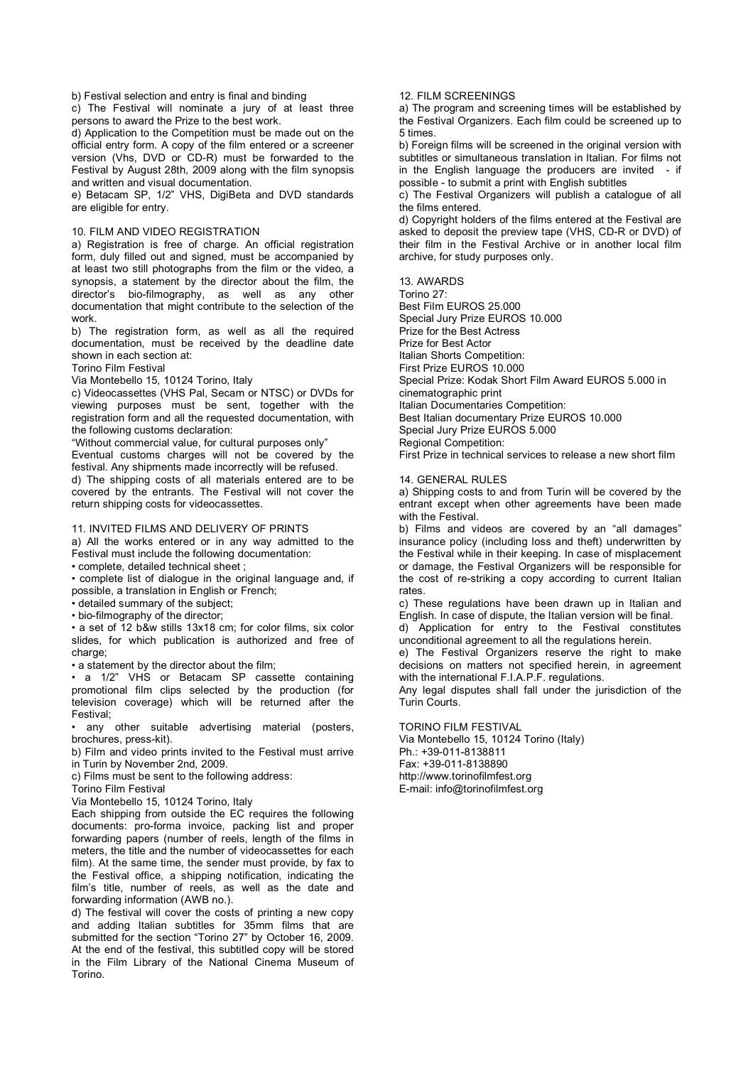b) Festival selection and entry is final and binding

c) The Festival will nominate a jury of at least three persons to award the Prize to the best work.

d) Application to the Competition must be made out on the official entry form. A copy of the film entered or a screener version (Vhs, DVD or CD-R) must be forwarded to the Festival by August 28th, 2009 along with the film synopsis and written and visual documentation.

e) Betacam SP, 1/2" VHS, DigiBeta and DVD standards are eligible for entry.

## 10. FILM AND VIDEO REGISTRATION

a) Registration is free of charge. An official registration form, duly filled out and signed, must be accompanied by at least two still photographs from the film or the video, a synopsis, a statement by the director about the film, the director's bio-filmography, as well as any other documentation that might contribute to the selection of the work.

b) The registration form, as well as all the required documentation, must be received by the deadline date shown in each section at:

Torino Film Festival
Via Montebello 15, 10124 Torino, Italy

c) Videocassettes (VHS Pal, Secam or NTSC) or DVDs for viewing purposes must be sent, together with the registration form and all the requested documentation, with the following customs declaration:

"Without commercial value, for cultural purposes only"

Eventual customs charges will not be covered by the festival. Any shipments made incorrectly will be refused.

d) The shipping costs of all materials entered are to be covered by the entrants. The Festival will not cover the return shipping costs for videocassettes.

## 11. INVITED FILMS AND DELIVERY OF PRINTS

a) All the works entered or in any way admitted to the Festival must include the following documentation:

- complete, detailed technical sheet ;
- complete list of dialogue in the original language and, if possible, a translation in English or French;
- detailed summary of the subject;
- bio-filmography of the director;
- a set of 12 b&w stills 13x18 cm; for color films, six color slides, for which publication is authorized and free of charge;
- a statement by the director about the film;
- a 1/2" VHS or Betacam SP cassette containing promotional film clips selected by the production (for television coverage) which will be returned after the Festival;
- any other suitable advertising material (posters, brochures, press-kit).

b) Film and video prints invited to the Festival must arrive in Turin by November 2nd, 2009.

c) Films must be sent to the following address:

Torino Film Festival
Via Montebello 15, 10124 Torino, Italy

Each shipping from outside the EC requires the following documents: pro-forma invoice, packing list and proper forwarding papers (number of reels, length of the films in meters, the title and the number of videocassettes for each film). At the same time, the sender must provide, by fax to the Festival office, a shipping notification, indicating the film's title, number of reels, as well as the date and forwarding information (AWB no.).

d) The festival will cover the costs of printing a new copy and adding Italian subtitles for 35mm films that are submitted for the section "Torino 27" by October 16, 2009. At the end of the festival, this subtitled copy will be stored in the Film Library of the National Cinema Museum of Torino.

## 12. FILM SCREENINGS

a) The program and screening times will be established by the Festival Organizers. Each film could be screened up to 5 times.

b) Foreign films will be screened in the original version with subtitles or simultaneous translation in Italian. For films not in the English language the producers are invited - if possible - to submit a print with English subtitles

c) The Festival Organizers will publish a catalogue of all the films entered.

d) Copyright holders of the films entered at the Festival are asked to deposit the preview tape (VHS, CD-R or DVD) of their film in the Festival Archive or in another local film archive, for study purposes only.

## 13. AWARDS

Torino 27:
Best Film EUROS 25.000
Special Jury Prize EUROS 10.000
Prize for the Best Actress
Prize for Best Actor
Italian Shorts Competition:
First Prize EUROS 10.000
Special Prize: Kodak Short Film Award EUROS 5.000 in cinematographic print
Italian Documentaries Competition:
Best Italian documentary Prize EUROS 10.000
Special Jury Prize EUROS 5.000
Regional Competition:
First Prize in technical services to release a new short film

## 14. GENERAL RULES

a) Shipping costs to and from Turin will be covered by the entrant except when other agreements have been made with the Festival.

b) Films and videos are covered by an "all damages" insurance policy (including loss and theft) underwritten by the Festival while in their keeping. In case of misplacement or damage, the Festival Organizers will be responsible for the cost of re-striking a copy according to current Italian rates.

c) These regulations have been drawn up in Italian and English. In case of dispute, the Italian version will be final.

d) Application for entry to the Festival constitutes unconditional agreement to all the regulations herein.

e) The Festival Organizers reserve the right to make decisions on matters not specified herein, in agreement with the international F.I.A.P.F. regulations.

Any legal disputes shall fall under the jurisdiction of the Turin Courts.

TORINO FILM FESTIVAL
Via Montebello 15, 10124 Torino (Italy)
Ph.: +39-011-8138811
Fax: +39-011-8138890
http://www.torinofilmfest.org
E-mail: info@torinofilmfest.org